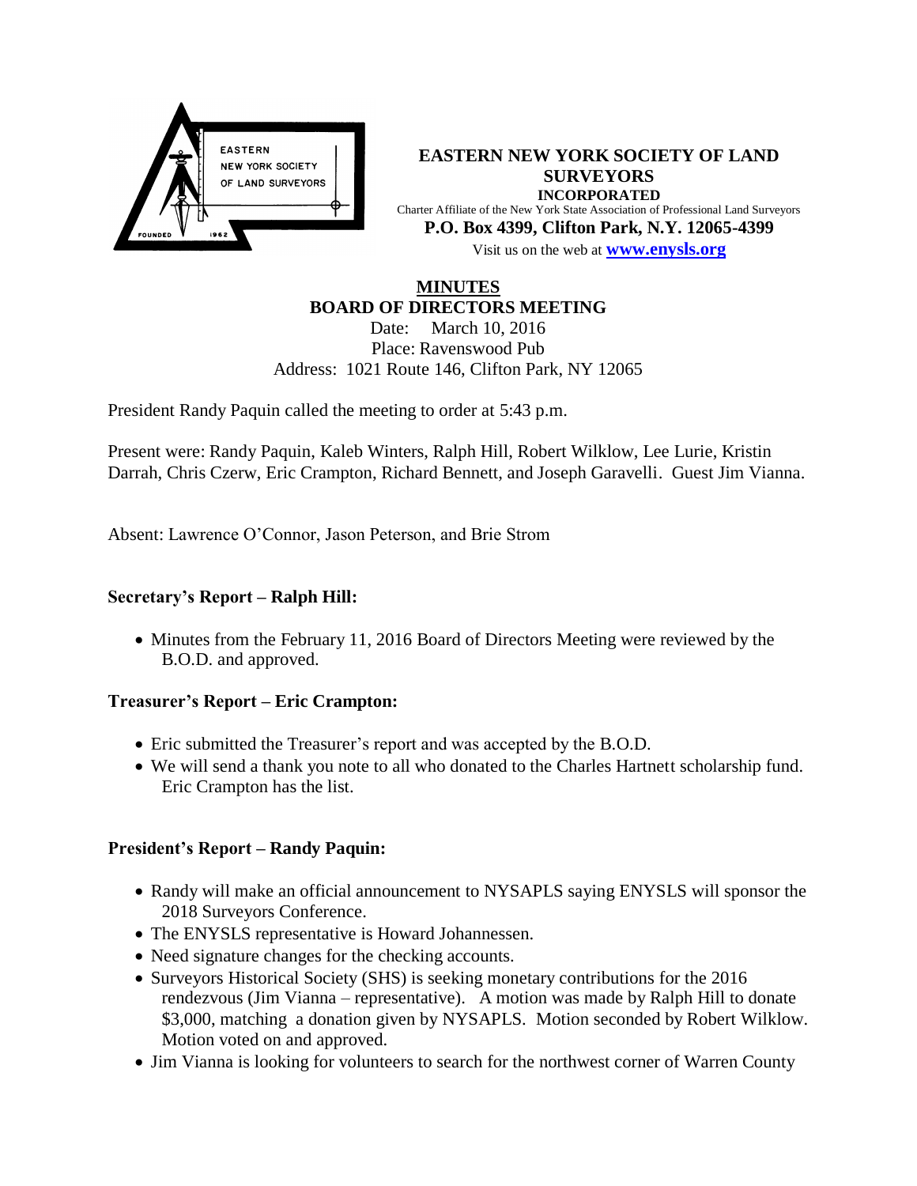**EASTERN NEW YORK SOCIETY OF LAND SURVEYORS**
**INCORPORATED**
Charter Affiliate of the New York State Association of Professional Land Surveyors
**P.O. Box 4399, Clifton Park, N.Y. 12065-4399**
Visit us on the web at **www.enysls.org**

# MINUTES
## BOARD OF DIRECTORS MEETING

Date: March 10, 2016
Place: Ravenswood Pub
Address: 1021 Route 146, Clifton Park, NY 12065

President Randy Paquin called the meeting to order at 5:43 p.m.

Present were: Randy Paquin, Kaleb Winters, Ralph Hill, Robert Wilklow, Lee Lurie, Kristin Darrah, Chris Czerw, Eric Crampton, Richard Bennett, and Joseph Garavelli. Guest Jim Vianna.

Absent: Lawrence O'Connor, Jason Peterson, and Brie Strom

### Secretary's Report – Ralph Hill:

- Minutes from the February 11, 2016 Board of Directors Meeting were reviewed by the B.O.D. and approved.

### Treasurer's Report – Eric Crampton:

- Eric submitted the Treasurer's report and was accepted by the B.O.D.
- We will send a thank you note to all who donated to the Charles Hartnett scholarship fund. Eric Crampton has the list.

### President's Report – Randy Paquin:

- Randy will make an official announcement to NYSAPLS saying ENYSLS will sponsor the 2018 Surveyors Conference.
- The ENYSLS representative is Howard Johannessen.
- Need signature changes for the checking accounts.
- Surveyors Historical Society (SHS) is seeking monetary contributions for the 2016 rendezvous (Jim Vianna – representative). A motion was made by Ralph Hill to donate $3,000, matching a donation given by NYSAPLS. Motion seconded by Robert Wilklow. Motion voted on and approved.
- Jim Vianna is looking for volunteers to search for the northwest corner of Warren County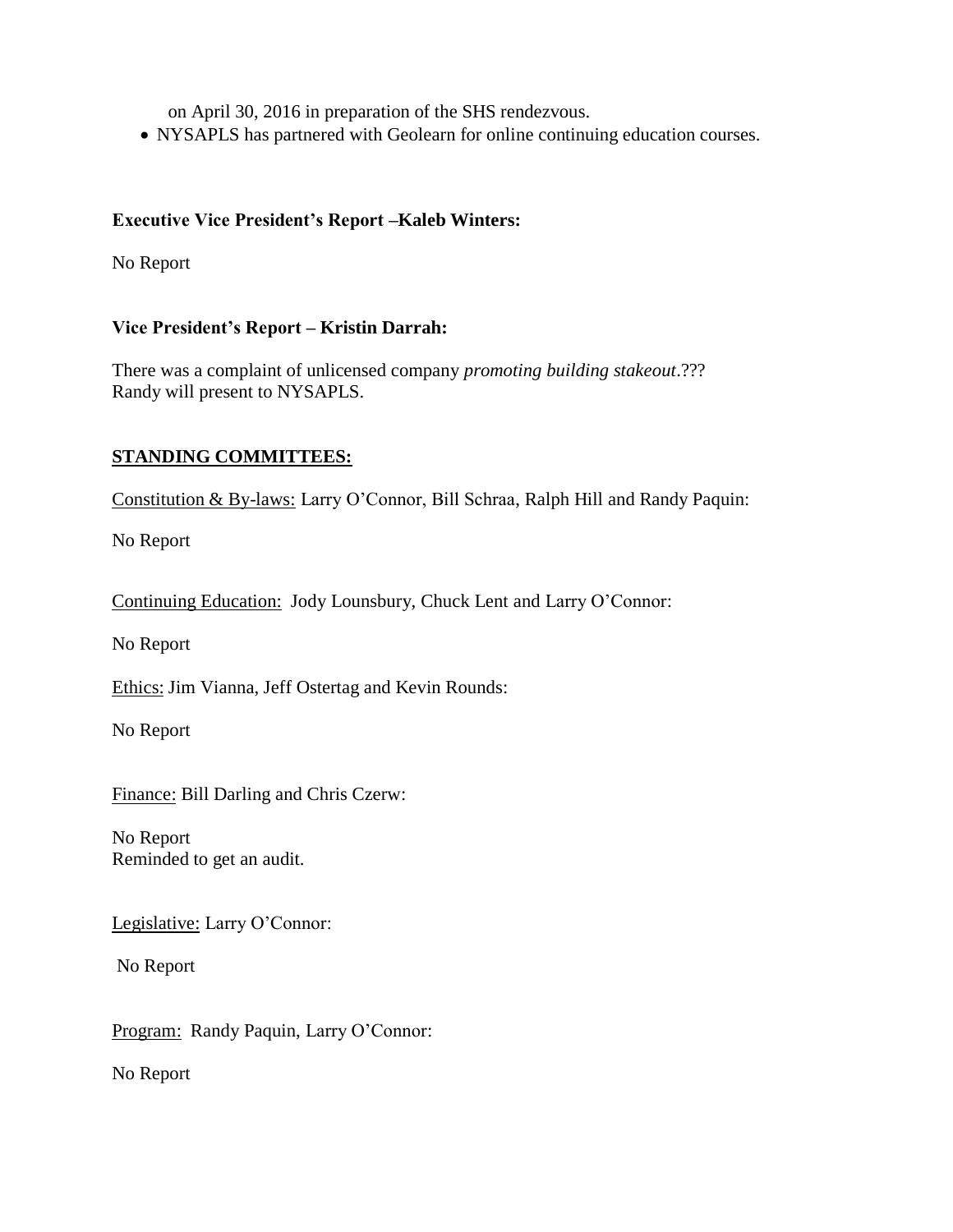on April 30, 2016 in preparation of the SHS rendezvous.

- NYSAPLS has partnered with Geolearn for online continuing education courses.

**Executive Vice President's Report –Kaleb Winters:**

No Report

**Vice President's Report – Kristin Darrah:**

There was a complaint of unlicensed company *promoting building stakeout*.???
Randy will present to NYSAPLS.

**STANDING COMMITTEES:**

Constitution & By-laws: Larry O'Connor, Bill Schraa, Ralph Hill and Randy Paquin:

No Report

Continuing Education: Jody Lounsbury, Chuck Lent and Larry O'Connor:

No Report

Ethics: Jim Vianna, Jeff Ostertag and Kevin Rounds:

No Report

Finance: Bill Darling and Chris Czerw:

No Report
Reminded to get an audit.

Legislative: Larry O'Connor:

No Report

Program: Randy Paquin, Larry O'Connor:

No Report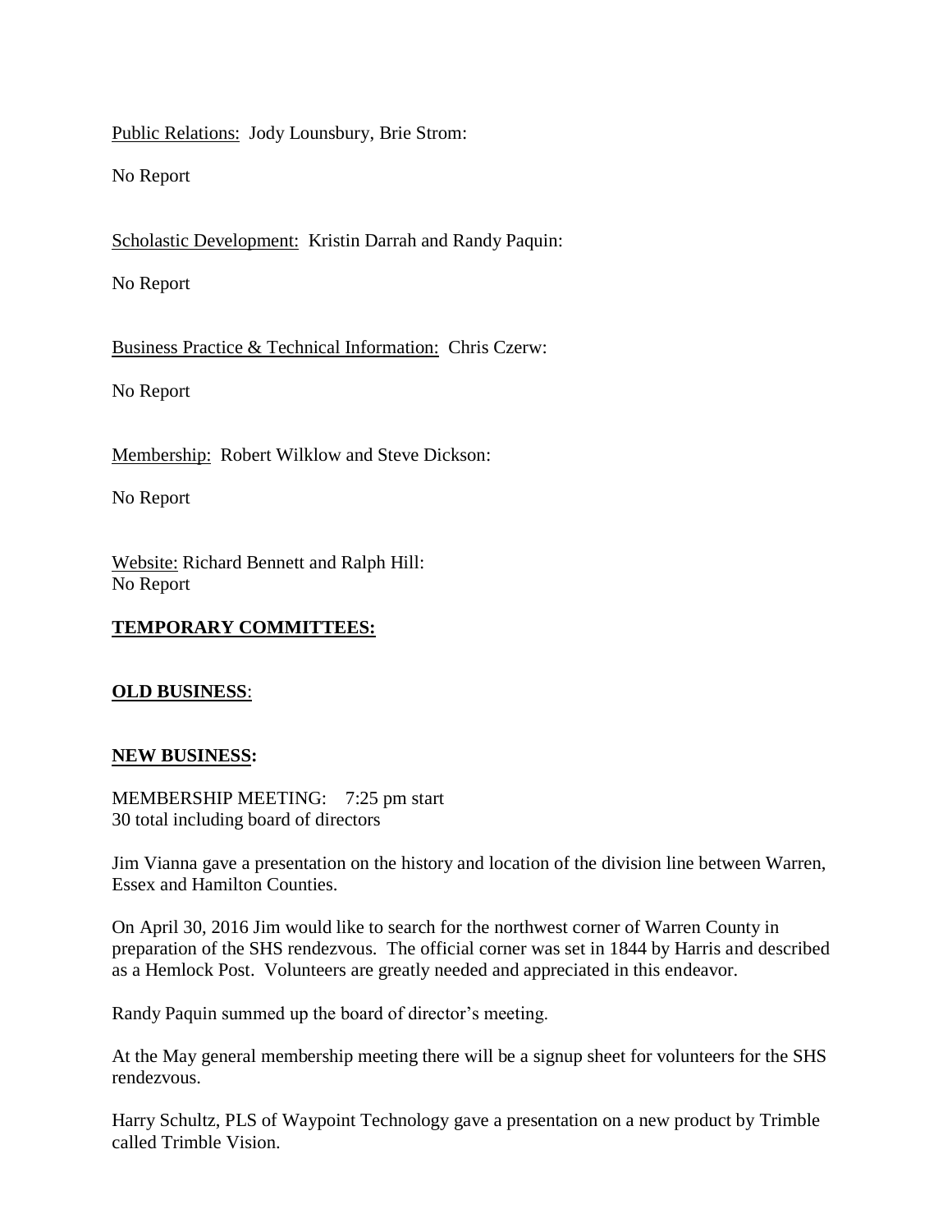Public Relations: Jody Lounsbury, Brie Strom:

No Report

Scholastic Development: Kristin Darrah and Randy Paquin:

No Report

Business Practice & Technical Information: Chris Czerw:

No Report

Membership: Robert Wilklow and Steve Dickson:

No Report

Website: Richard Bennett and Ralph Hill:
No Report

**TEMPORARY COMMITTEES:**

**OLD BUSINESS**:

**NEW BUSINESS:**

MEMBERSHIP MEETING: 7:25 pm start
30 total including board of directors

Jim Vianna gave a presentation on the history and location of the division line between Warren, Essex and Hamilton Counties.

On April 30, 2016 Jim would like to search for the northwest corner of Warren County in preparation of the SHS rendezvous. The official corner was set in 1844 by Harris and described as a Hemlock Post. Volunteers are greatly needed and appreciated in this endeavor.

Randy Paquin summed up the board of director's meeting.

At the May general membership meeting there will be a signup sheet for volunteers for the SHS rendezvous.

Harry Schultz, PLS of Waypoint Technology gave a presentation on a new product by Trimble called Trimble Vision.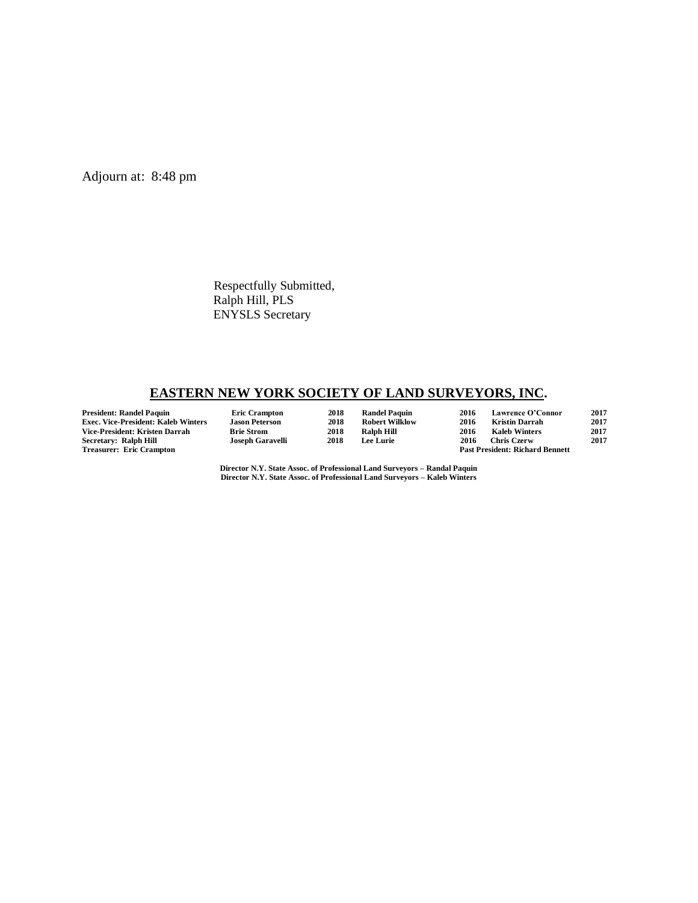Adjourn at: 8:48 pm

Respectfully Submitted,
Ralph Hill, PLS
ENYSLS Secretary

**EASTERN NEW YORK SOCIETY OF LAND SURVEYORS, INC.**

| | | | | | | |
|---|---|---|---|---|---|---|
| **President: Randel Paquin** | **Eric Crampton** | **2018** | **Randel Paquin** | **2016** | **Lawrence O'Connor** | **2017** |
| **Exec. Vice-President: Kaleb Winters** | **Jason Peterson** | **2018** | **Robert Wilklow** | **2016** | **Kristin Darrah** | **2017** |
| **Vice-President: Kristen Darrah** | **Brie Strom** | **2018** | **Ralph Hill** | **2016** | **Kaleb Winters** | **2017** |
| **Secretary: Ralph Hill** | **Joseph Garavelli** | **2018** | **Lee Lurie** | **2016** | **Chris Czerw** | **2017** |
| **Treasurer: Eric Crampton** | | | | **Past President: Richard Bennett** | | |

**Director N.Y. State Assoc. of Professional Land Surveyors – Randal Paquin**
**Director N.Y. State Assoc. of Professional Land Surveyors – Kaleb Winters**